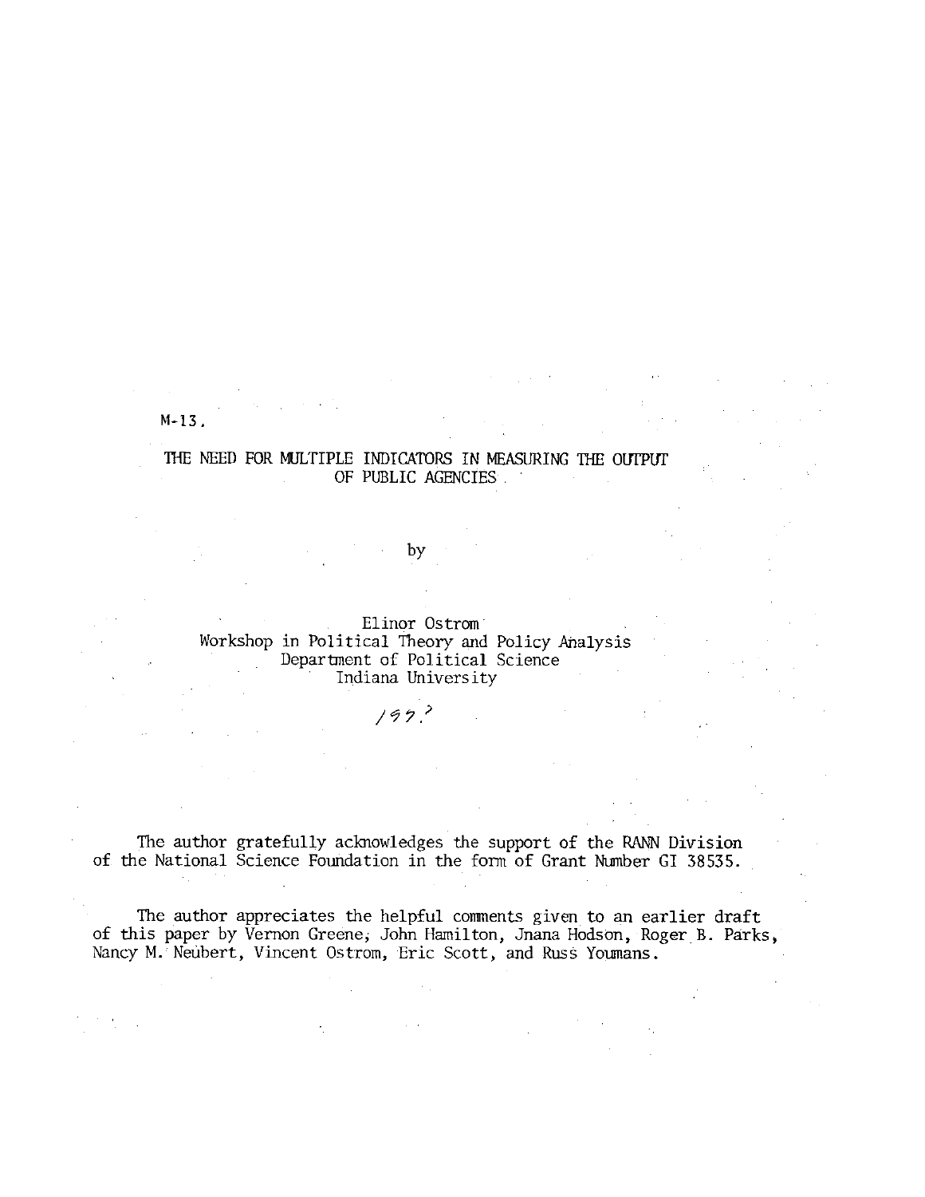M-13.

# THE NEED FOR MULTIPLE INDICATORS IN MEASURING THE OUTPUT OF PUBLIC AGENCIES

by

Elinor Ostrom
Workshop in Political Theory and Policy Analysis
Department of Political Science
Indiana University

197?

The author gratefully acknowledges the support of the RANN Division of the National Science Foundation in the form of Grant Number GI 38535.

The author appreciates the helpful comments given to an earlier draft of this paper by Vernon Greene, John Hamilton, Jnana Hodson, Roger B. Parks, Nancy M. Neubert, Vincent Ostrom, Eric Scott, and Russ Youmans.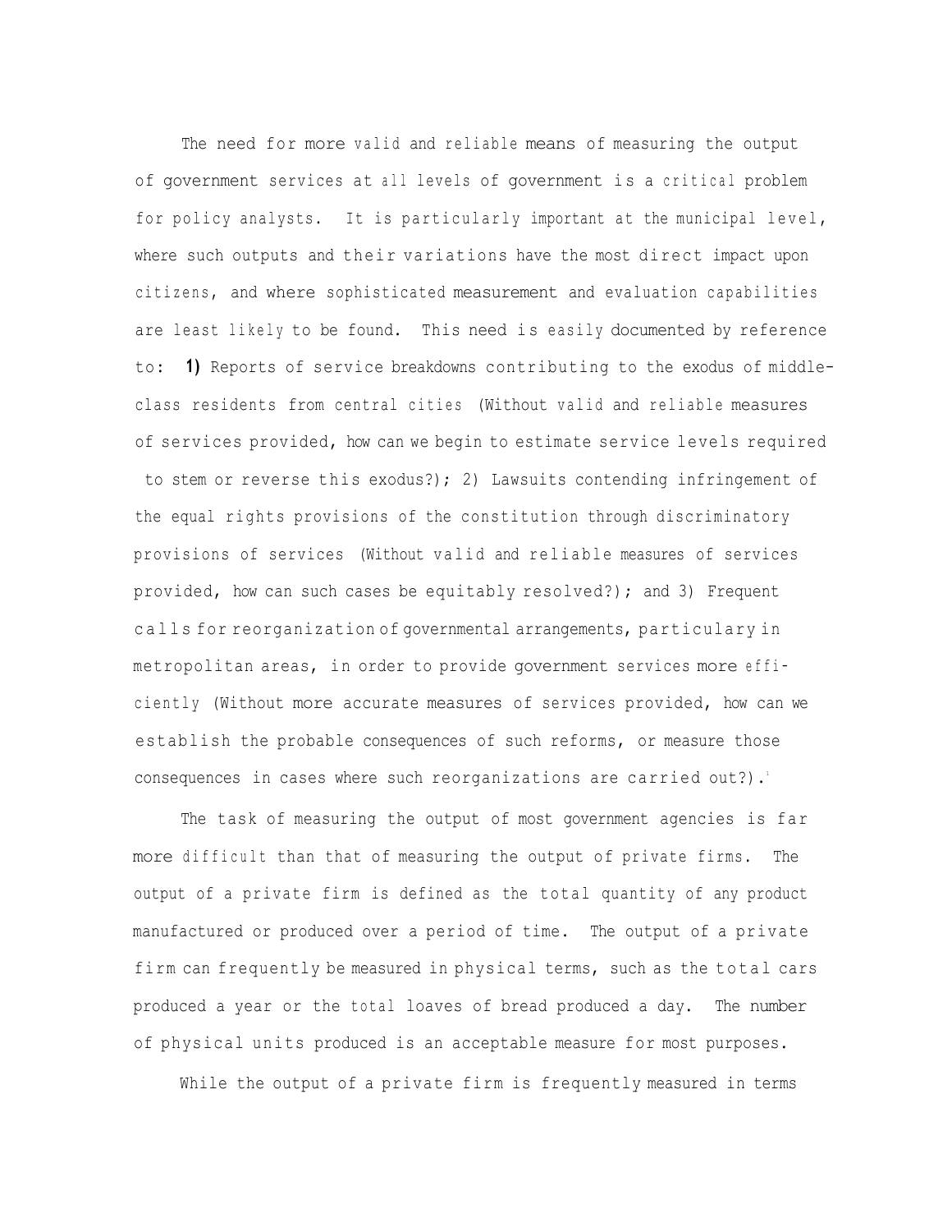The need for more valid and reliable means of measuring the output of government services at all levels of government is a critical problem for policy analysts. It is particularly important at the municipal level, where such outputs and their variations have the most direct impact upon citizens, and where sophisticated measurement and evaluation capabilities are least likely to be found. This need is easily documented by reference to: **1)** Reports of service breakdowns contributing to the exodus of middle-class residents from central cities (Without valid and reliable measures of services provided, how can we begin to estimate service levels required to stem or reverse this exodus?); 2) Lawsuits contending infringement of the equal rights provisions of the constitution through discriminatory provisions of services (Without valid and reliable measures of services provided, how can such cases be equitably resolved?); and 3) Frequent calls for reorganization of governmental arrangements, particulary in metropolitan areas, in order to provide government services more efficiently (Without more accurate measures of services provided, how can we establish the probable consequences of such reforms, or measure those consequences in cases where such reorganizations are carried out?).[1]

The task of measuring the output of most government agencies is far more difficult than that of measuring the output of private firms. The output of a private firm is defined as the total quantity of any product manufactured or produced over a period of time. The output of a private firm can frequently be measured in physical terms, such as the total cars produced a year or the total loaves of bread produced a day. The number of physical units produced is an acceptable measure for most purposes.

While the output of a private firm is frequently measured in terms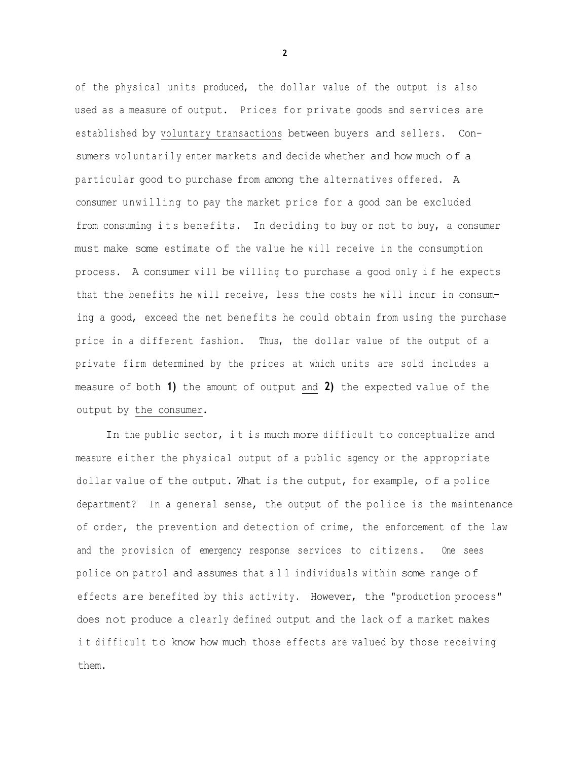of the physical units produced, the dollar value of the output is also used as a measure of output. Prices for private goods and services are established by <u>voluntary transactions</u> between buyers and sellers. Consumers voluntarily enter markets and decide whether and how much of a particular good to purchase from among the alternatives offered. A consumer unwilling to pay the market price for a good can be excluded from consuming its benefits. In deciding to buy or not to buy, a consumer must make some estimate of the value he will receive in the consumption process. A consumer will be willing to purchase a good only if he expects that the benefits he will receive, less the costs he will incur in consuming a good, exceed the net benefits he could obtain from using the purchase price in a different fashion. Thus, the dollar value of the output of a private firm determined by the prices at which units are sold includes a measure of both **1)** the amount of output <u>and</u> **2)** the expected value of the output by <u>the consumer</u>.

In the public sector, it is much more difficult to conceptualize and measure either the physical output of a public agency or the appropriate dollar value of the output. What is the output, for example, of a police department? In a general sense, the output of the police is the maintenance of order, the prevention and detection of crime, the enforcement of the law and the provision of emergency response services to citizens. One sees police on patrol and assumes that all individuals within some range of effects are benefited by this activity. However, the "production process" does not produce a clearly defined output and the lack of a market makes it difficult to know how much those effects are valued by those receiving them.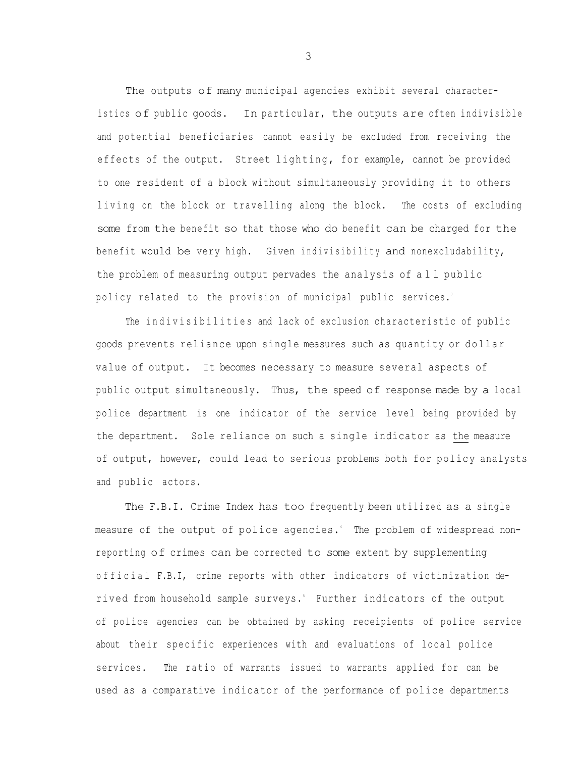The outputs of many municipal agencies exhibit several characteristics of public goods. In particular, the outputs are often indivisible and potential beneficiaries cannot easily be excluded from receiving the effects of the output. Street lighting, for example, cannot be provided to one resident of a block without simultaneously providing it to others living on the block or travelling along the block. The costs of excluding some from the benefit so that those who do benefit can be charged for the benefit would be very high. Given indivisibility and nonexcludability, the problem of measuring output pervades the analysis of all public policy related to the provision of municipal public services.[3]

The indivisibilities and lack of exclusion characteristic of public goods prevents reliance upon single measures such as quantity or dollar value of output. It becomes necessary to measure several aspects of public output simultaneously. Thus, the speed of response made by a local police department is one indicator of the service level being provided by the department. Sole reliance on such a single indicator as <u>the</u> measure of output, however, could lead to serious problems both for policy analysts and public actors.

The F.B.I. Crime Index has too frequently been utilized as a single measure of the output of police agencies.[4] The problem of widespread non-reporting of crimes can be corrected to some extent by supplementing official F.B.I, crime reports with other indicators of victimization derived from household sample surveys.[5] Further indicators of the output of police agencies can be obtained by asking receipients of police service about their specific experiences with and evaluations of local police services. The ratio of warrants issued to warrants applied for can be used as a comparative indicator of the performance of police departments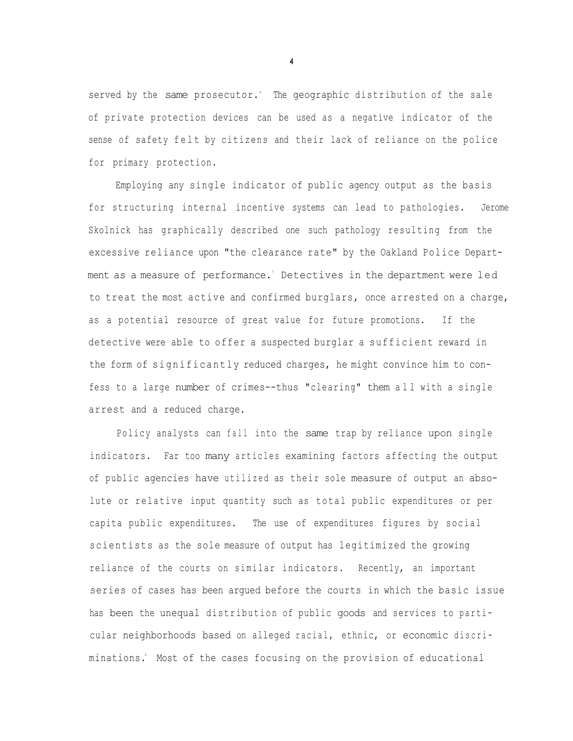served by the same prosecutor.[6] The geographic distribution of the sale of private protection devices can be used as a negative indicator of the sense of safety felt by citizens and their lack of reliance on the police for primary protection.

Employing any single indicator of public agency output as the basis for structuring internal incentive systems can lead to pathologies. Jerome Skolnick has graphically described one such pathology resulting from the excessive reliance upon "the clearance rate" by the Oakland Police Department as a measure of performance.[7] Detectives in the department were led to treat the most active and confirmed burglars, once arrested on a charge, as a potential resource of great value for future promotions. If the detective were able to offer a suspected burglar a sufficient reward in the form of significantly reduced charges, he might convince him to confess to a large number of crimes--thus "clearing" them all with a single arrest and a reduced charge.

Policy analysts can fall into the same trap by reliance upon single indicators. Far too many articles examining factors affecting the output of public agencies have utilized as their sole measure of output an absolute or relative input quantity such as total public expenditures or per capita public expenditures. The use of expenditures figures by social scientists as the sole measure of output has legitimized the growing reliance of the courts on similar indicators. Recently, an important series of cases has been argued before the courts in which the basic issue has been the unequal distribution of public goods and services to particular neighborhoods based on alleged racial, ethnic, or economic discriminations.[8] Most of the cases focusing on the provision of educational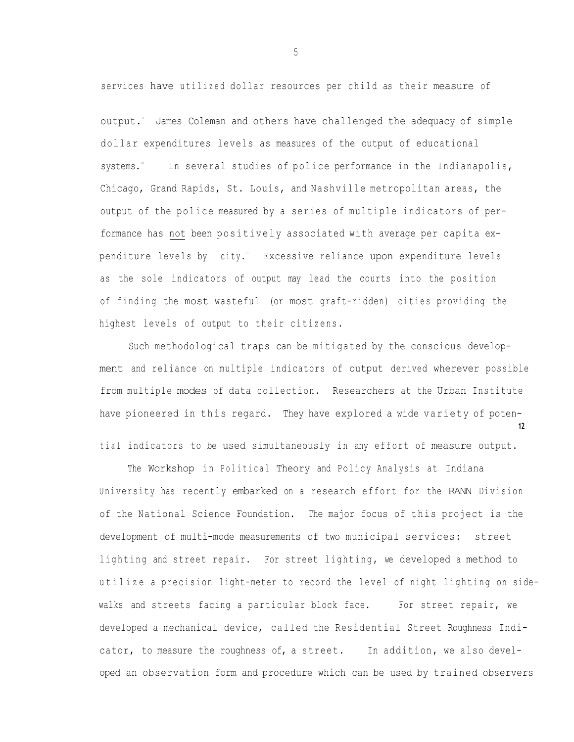services have utilized dollar resources per child as their measure of output.[9] James Coleman and others have challenged the adequacy of simple dollar expenditures levels as measures of the output of educational systems.[10] In several studies of police performance in the Indianapolis, Chicago, Grand Rapids, St. Louis, and Nashville metropolitan areas, the output of the police measured by a series of multiple indicators of performance has not been positively associated with average per capita expenditure levels by city.[11] Excessive reliance upon expenditure levels as the sole indicators of output may lead the courts into the position of finding the most wasteful (or most graft-ridden) cities providing the highest levels of output to their citizens.

Such methodological traps can be mitigated by the conscious development and reliance on multiple indicators of output derived wherever possible from multiple modes of data collection. Researchers at the Urban Institute have pioneered in this regard. They have explored a wide variety of potential indicators to be used simultaneously in any effort of measure output.[12]

The Workshop in Political Theory and Policy Analysis at Indiana University has recently embarked on a research effort for the RANN Division of the National Science Foundation. The major focus of this project is the development of multi-mode measurements of two municipal services: street lighting and street repair. For street lighting, we developed a method to utilize a precision light-meter to record the level of night lighting on sidewalks and streets facing a particular block face. For street repair, we developed a mechanical device, called the Residential Street Roughness Indicator, to measure the roughness of, a street. In addition, we also developed an observation form and procedure which can be used by trained observers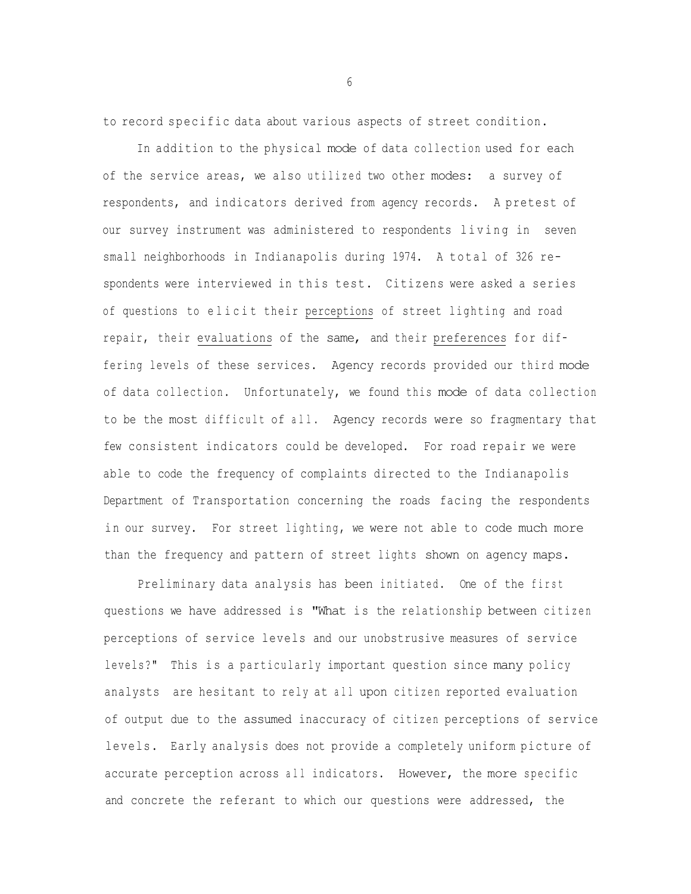to record specific data about various aspects of street condition.

In addition to the physical mode of data collection used for each of the service areas, we also utilized two other modes: a survey of respondents, and indicators derived from agency records. A pretest of our survey instrument was administered to respondents living in seven small neighborhoods in Indianapolis during 1974. A total of 326 respondents were interviewed in this test. Citizens were asked a series of questions to elicit their <u>perceptions</u> of street lighting and road repair, their <u>evaluations</u> of the same, and their <u>preferences</u> for differing levels of these services. Agency records provided our third mode of data collection. Unfortunately, we found this mode of data collection to be the most difficult of all. Agency records were so fragmentary that few consistent indicators could be developed. For road repair we were able to code the frequency of complaints directed to the Indianapolis Department of Transportation concerning the roads facing the respondents in our survey. For street lighting, we were not able to code much more than the frequency and pattern of street lights shown on agency maps.

Preliminary data analysis has been initiated. One of the first questions we have addressed is "What is the relationship between citizen perceptions of service levels and our unobstrusive measures of service levels?" This is a particularly important question since many policy analysts are hesitant to rely at all upon citizen reported evaluation of output due to the assumed inaccuracy of citizen perceptions of service levels. Early analysis does not provide a completely uniform picture of accurate perception across all indicators. However, the more specific and concrete the referant to which our questions were addressed, the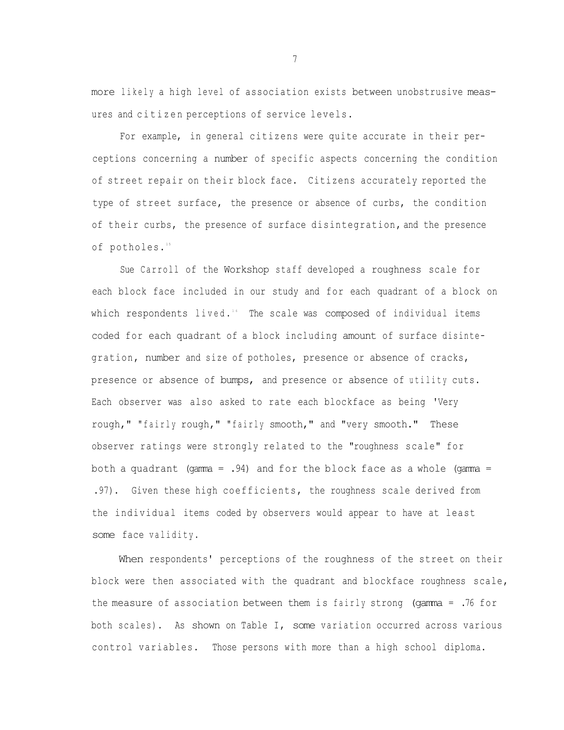more likely a high level of association exists between unobstrusive measures and citizen perceptions of service levels.

For example, in general citizens were quite accurate in their perceptions concerning a number of specific aspects concerning the condition of street repair on their block face. Citizens accurately reported the type of street surface, the presence or absence of curbs, the condition of their curbs, the presence of surface disintegration, and the presence of potholes.[15]

Sue Carroll of the Workshop staff developed a roughness scale for each block face included in our study and for each quadrant of a block on which respondents lived.[16] The scale was composed of individual items coded for each quadrant of a block including amount of surface disintegration, number and size of potholes, presence or absence of cracks, presence or absence of bumps, and presence or absence of utility cuts. Each observer was also asked to rate each blockface as being 'Very rough," "fairly rough," "fairly smooth," and "very smooth." These observer ratings were strongly related to the "roughness scale" for both a quadrant (gamma = .94) and for the block face as a whole (gamma = .97). Given these high coefficients, the roughness scale derived from the individual items coded by observers would appear to have at least some face validity.

When respondents' perceptions of the roughness of the street on their block were then associated with the quadrant and blockface roughness scale, the measure of association between them is fairly strong (gamma = .76 for both scales). As shown on Table I, some variation occurred across various control variables. Those persons with more than a high school diploma.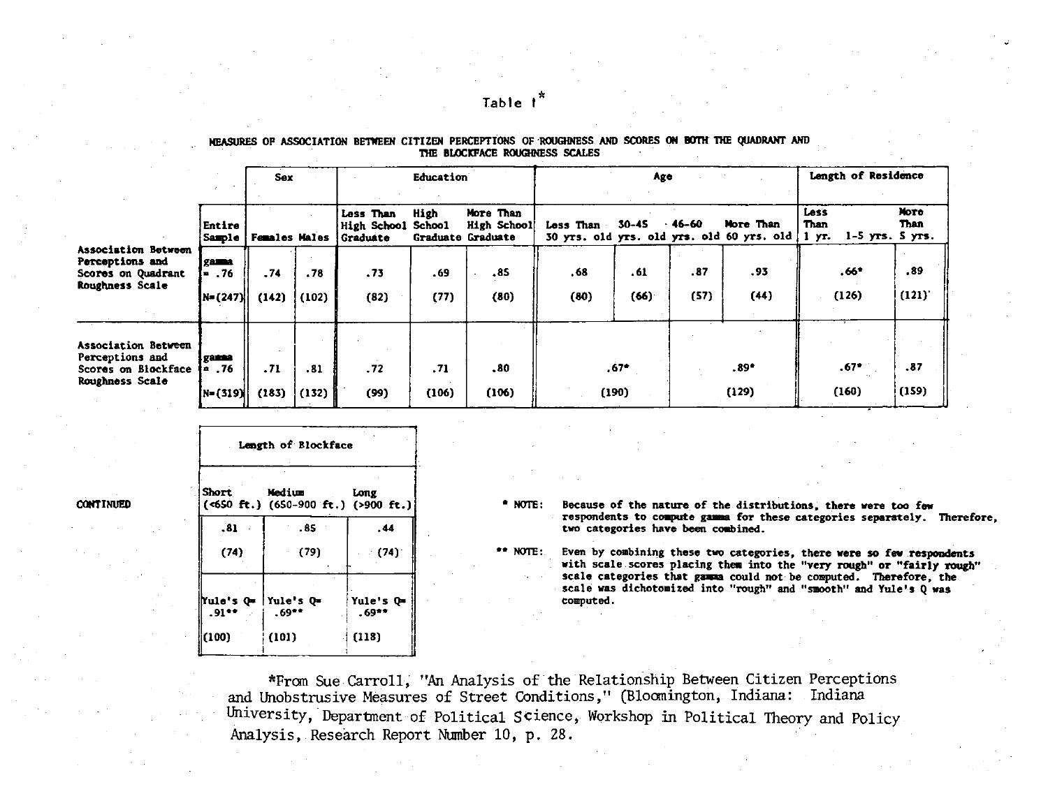Table I*

MEASURES OF ASSOCIATION BETWEEN CITIZEN PERCEPTIONS OF ROUGHNESS AND SCORES ON BOTH THE QUADRANT AND THE BLOCKFACE ROUGHNESS SCALES

| | | Sex | | Education | | | Age | | | | Length of Residence | |
|---|---|---|---|---|---|---|---|---|---|---|---|---|
| | Entire Sample | Females | Males | Less Than High School Graduate | High School Graduate | More Than High School Graduate | Less Than 30 yrs. old | 30-45 yrs. old | 46-60 yrs. old | More Than 60 yrs. old | Less Than 1 yr. 1-5 yrs. | More Than 5 yrs. |
| Association Between Perceptions and Scores on Quadrant Roughness Scale | gamma = .76 | .74 | .78 | .73 | .69 | .85 | .68 | .61 | .87 | .93 | .66* | .89 |
| | N=(247) | (142) | (102) | (82) | (77) | (80) | (80) | (66) | (57) | (44) | (126) | (121) |
| Association Between Perceptions and Scores on Blockface Roughness Scale | gamma = .76 | .71 | .81 | .72 | .71 | .80 | .67* | | .89* | | .67* | .87 |
| | N=(319) | (183) | (132) | (99) | (106) | (106) | (190) | | (129) | | (160) | (159) |

CONTINUED

| Length of Blockface | | |
|---|---|---|
| Short (<650 ft.) | Medium (650-900 ft.) | Long (>900 ft.) |
| .81 | .85 | .44 |
| (74) | (79) | (74) |
| Yule's Q= .91** | Yule's Q= .69** | Yule's Q= .69** |
| (100) | (101) | (118) |

\* NOTE: Because of the nature of the distributions, there were too few respondents to compute gamma for these categories separately. Therefore, two categories have been combined.

\*\* NOTE: Even by combining these two categories, there were so few respondents with scale scores placing them into the "very rough" or "fairly rough" scale categories that gamma could not be computed. Therefore, the scale was dichotomized into "rough" and "smooth" and Yule's Q was computed.

*From Sue Carroll, "An Analysis of the Relationship Between Citizen Perceptions and Unobstrusive Measures of Street Conditions," (Bloomington, Indiana: Indiana University, Department of Political Science, Workshop in Political Theory and Policy Analysis, Research Report Number 10, p. 28.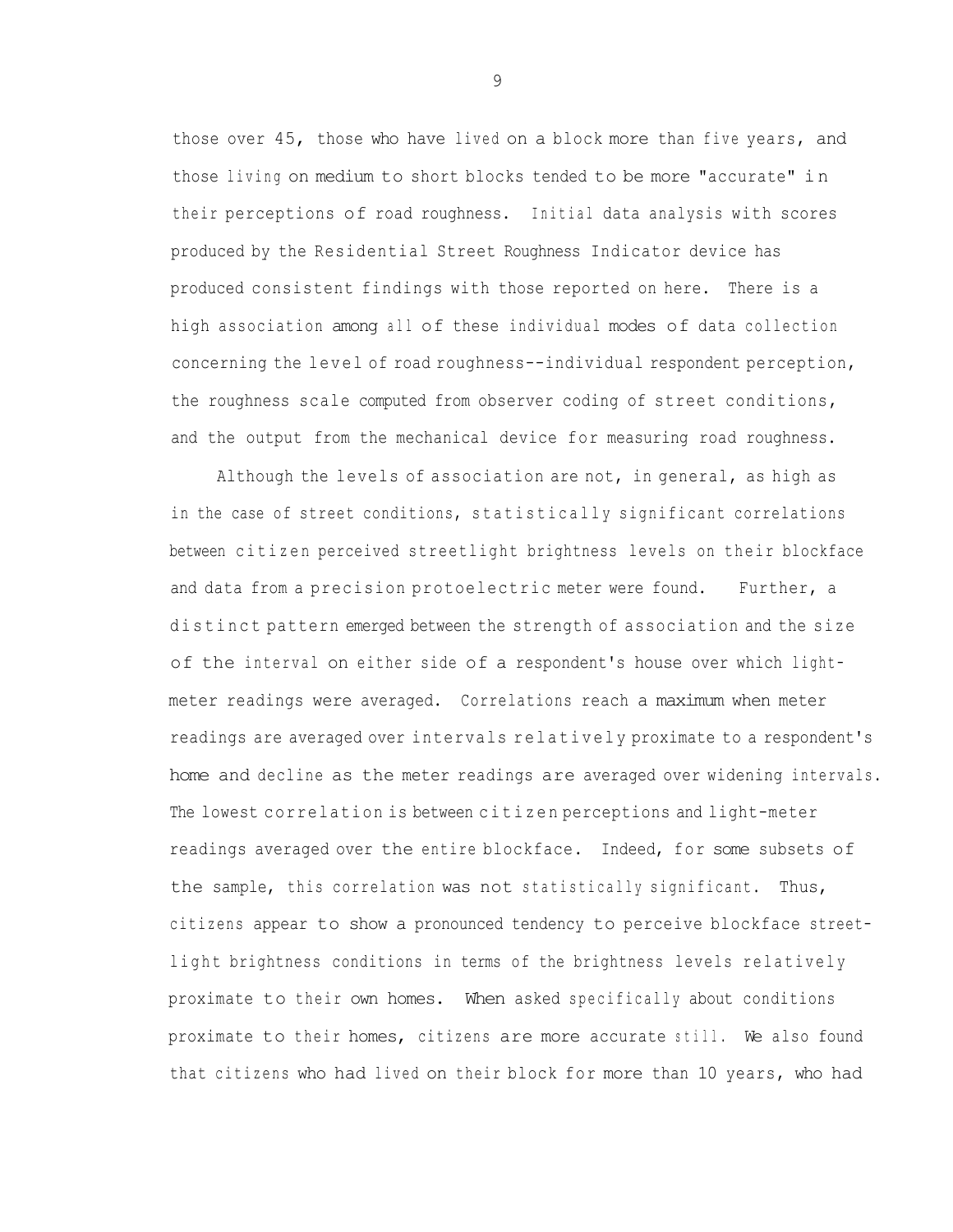those over 45, those who have lived on a block more than five years, and those living on medium to short blocks tended to be more "accurate" in their perceptions of road roughness. Initial data analysis with scores produced by the Residential Street Roughness Indicator device has produced consistent findings with those reported on here. There is a high association among all of these individual modes of data collection concerning the level of road roughness--individual respondent perception, the roughness scale computed from observer coding of street conditions, and the output from the mechanical device for measuring road roughness.

Although the levels of association are not, in general, as high as in the case of street conditions, statistically significant correlations between citizen perceived streetlight brightness levels on their blockface and data from a precision protoelectric meter were found. Further, a distinct pattern emerged between the strength of association and the size of the interval on either side of a respondent's house over which light-meter readings were averaged. Correlations reach a maximum when meter readings are averaged over intervals relatively proximate to a respondent's home and decline as the meter readings are averaged over widening intervals. The lowest correlation is between citizen perceptions and light-meter readings averaged over the entire blockface. Indeed, for some subsets of the sample, this correlation was not statistically significant. Thus, citizens appear to show a pronounced tendency to perceive blockface street-light brightness conditions in terms of the brightness levels relatively proximate to their own homes. When asked specifically about conditions proximate to their homes, citizens are more accurate still. We also found that citizens who had lived on their block for more than 10 years, who had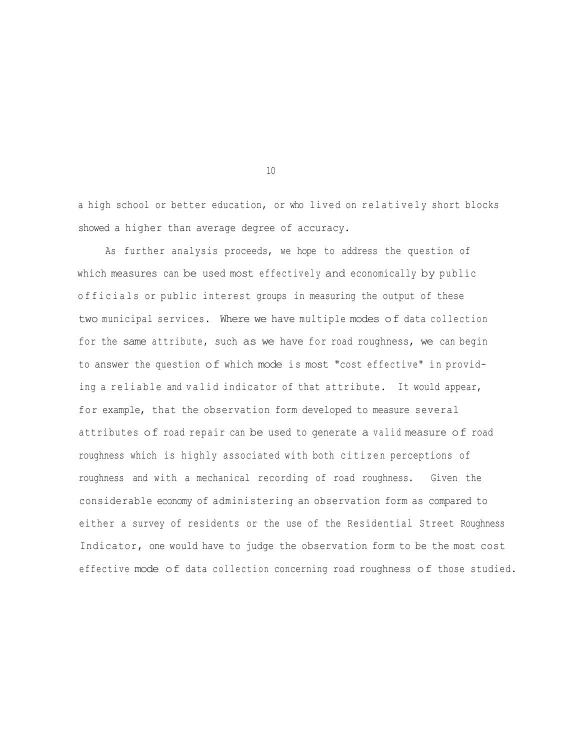a high school or better education, or who lived on relatively short blocks showed a higher than average degree of accuracy.

As further analysis proceeds, we hope to address the question of which measures can be used most effectively and economically by public officials or public interest groups in measuring the output of these two municipal services. Where we have multiple modes of data collection for the same attribute, such as we have for road roughness, we can begin to answer the question of which mode is most "cost effective" in providing a reliable and valid indicator of that attribute. It would appear, for example, that the observation form developed to measure several attributes of road repair can be used to generate a valid measure of road roughness which is highly associated with both citizen perceptions of roughness and with a mechanical recording of road roughness. Given the considerable economy of administering an observation form as compared to either a survey of residents or the use of the Residential Street Roughness Indicator, one would have to judge the observation form to be the most cost effective mode of data collection concerning road roughness of those studied.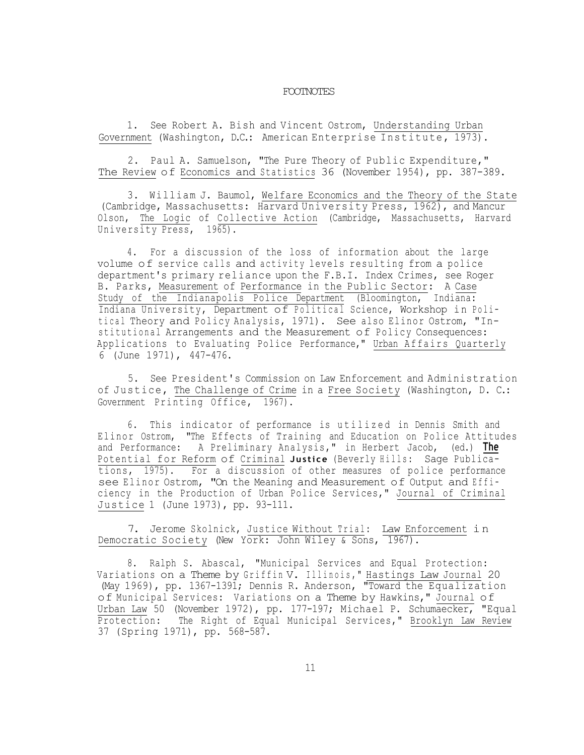# FOOTNOTES

1. See Robert A. Bish and Vincent Ostrom, Understanding Urban Government (Washington, D.C.: American Enterprise Institute, 1973).

2. Paul A. Samuelson, "The Pure Theory of Public Expenditure," The Review of Economics and Statistics 36 (November 1954), pp. 387-389.

3. William J. Baumol, Welfare Economics and the Theory of the State (Cambridge, Massachusetts: Harvard University Press, 1962), and Mancur Olson, The Logic of Collective Action (Cambridge, Massachusetts, Harvard University Press, 1965).

4. For a discussion of the loss of information about the large volume of service calls and activity levels resulting from a police department's primary reliance upon the F.B.I. Index Crimes, see Roger B. Parks, Measurement of Performance in the Public Sector: A Case Study of the Indianapolis Police Department (Bloomington, Indiana: Indiana University, Department of Political Science, Workshop in Political Theory and Policy Analysis, 1971). See also Elinor Ostrom, "Institutional Arrangements and the Measurement of Policy Consequences: Applications to Evaluating Police Performance," Urban Affairs Quarterly 6 (June 1971), 447-476.

5. See President's Commission on Law Enforcement and Administration of Justice, The Challenge of Crime in a Free Society (Washington, D. C.: Government Printing Office, 1967).

6. This indicator of performance is utilized in Dennis Smith and Elinor Ostrom, "The Effects of Training and Education on Police Attitudes and Performance: A Preliminary Analysis," in Herbert Jacob, (ed.) The Potential for Reform of Criminal Justice (Beverly Hills: Sage Publications, 1975). For a discussion of other measures of police performance see Elinor Ostrom, "On the Meaning and Measurement of Output and Efficiency in the Production of Urban Police Services," Journal of Criminal Justice 1 (June 1973), pp. 93-111.

7. Jerome Skolnick, Justice Without Trial: Law Enforcement in Democratic Society (New York: John Wiley & Sons, 1967).

8. Ralph S. Abascal, "Municipal Services and Equal Protection: Variations on a Theme by Griffin V. Illinois," Hastings Law Journal 20 (May 1969), pp. 1367-1391; Dennis R. Anderson, "Toward the Equalization of Municipal Services: Variations on a Theme by Hawkins," Journal of Urban Law 50 (November 1972), pp. 177-197; Michael P. Schumaecker, "Equal Protection: The Right of Equal Municipal Services," Brooklyn Law Review 37 (Spring 1971), pp. 568-587.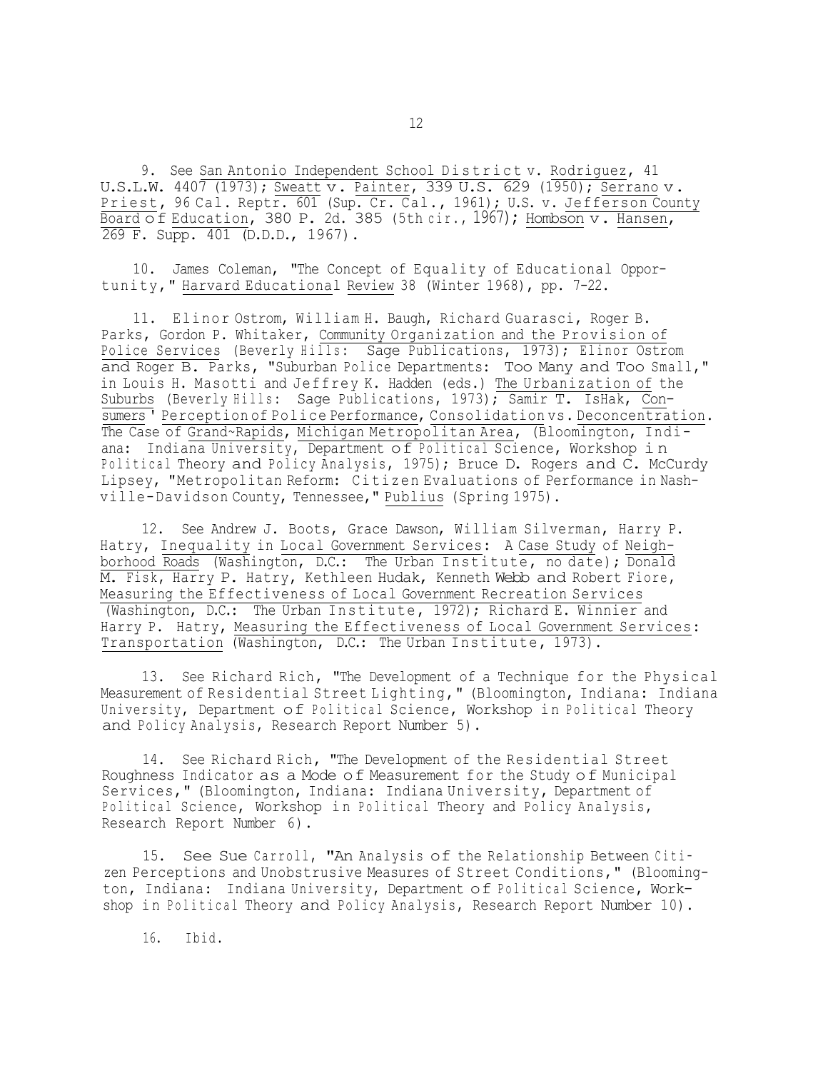9. See San Antonio Independent School District v. Rodriguez, 41 U.S.L.W. 4407 (1973); Sweatt v. Painter, 339 U.S. 629 (1950); Serrano v. Priest, 96 Cal. Reptr. 601 (Sup. Cr. Cal., 1961); U.S. v. Jefferson County Board of Education, 380 P. 2d. 385 (5th cir., 1967); Hombson v. Hansen, 269 F. Supp. 401 (D.D.D., 1967).

10. James Coleman, "The Concept of Equality of Educational Opportunity," Harvard Educational Review 38 (Winter 1968), pp. 7-22.

11. Elinor Ostrom, William H. Baugh, Richard Guarasci, Roger B. Parks, Gordon P. Whitaker, Community Organization and the Provision of Police Services (Beverly Hills: Sage Publications, 1973); Elinor Ostrom and Roger B. Parks, "Suburban Police Departments: Too Many and Too Small," in Louis H. Masotti and Jeffrey K. Hadden (eds.) The Urbanization of the Suburbs (Beverly Hills: Sage Publications, 1973); Samir T. IsHak, Consumers' Perception of Police Performance, Consolidation vs. Deconcentration. The Case of Grand~Rapids, Michigan Metropolitan Area, (Bloomington, Indiana: Indiana University, Department of Political Science, Workshop in Political Theory and Policy Analysis, 1975); Bruce D. Rogers and C. McCurdy Lipsey, "Metropolitan Reform: Citizen Evaluations of Performance in Nashville-Davidson County, Tennessee," Publius (Spring 1975).

12. See Andrew J. Boots, Grace Dawson, William Silverman, Harry P. Hatry, Inequality in Local Government Services: A Case Study of Neighborhood Roads (Washington, D.C.: The Urban Institute, no date); Donald M. Fisk, Harry P. Hatry, Kethleen Hudak, Kenneth Webb and Robert Fiore, Measuring the Effectiveness of Local Government Recreation Services (Washington, D.C.: The Urban Institute, 1972); Richard E. Winnier and Harry P. Hatry, Measuring the Effectiveness of Local Government Services: Transportation (Washington, D.C.: The Urban Institute, 1973).

13. See Richard Rich, "The Development of a Technique for the Physical Measurement of Residential Street Lighting," (Bloomington, Indiana: Indiana University, Department of Political Science, Workshop in Political Theory and Policy Analysis, Research Report Number 5).

14. See Richard Rich, "The Development of the Residential Street Roughness Indicator as a Mode of Measurement for the Study of Municipal Services," (Bloomington, Indiana: Indiana University, Department of Political Science, Workshop in Political Theory and Policy Analysis, Research Report Number 6).

15. See Sue Carroll, "An Analysis of the Relationship Between Citizen Perceptions and Unobstrusive Measures of Street Conditions," (Bloomington, Indiana: Indiana University, Department of Political Science, Workshop in Political Theory and Policy Analysis, Research Report Number 10).

16. Ibid.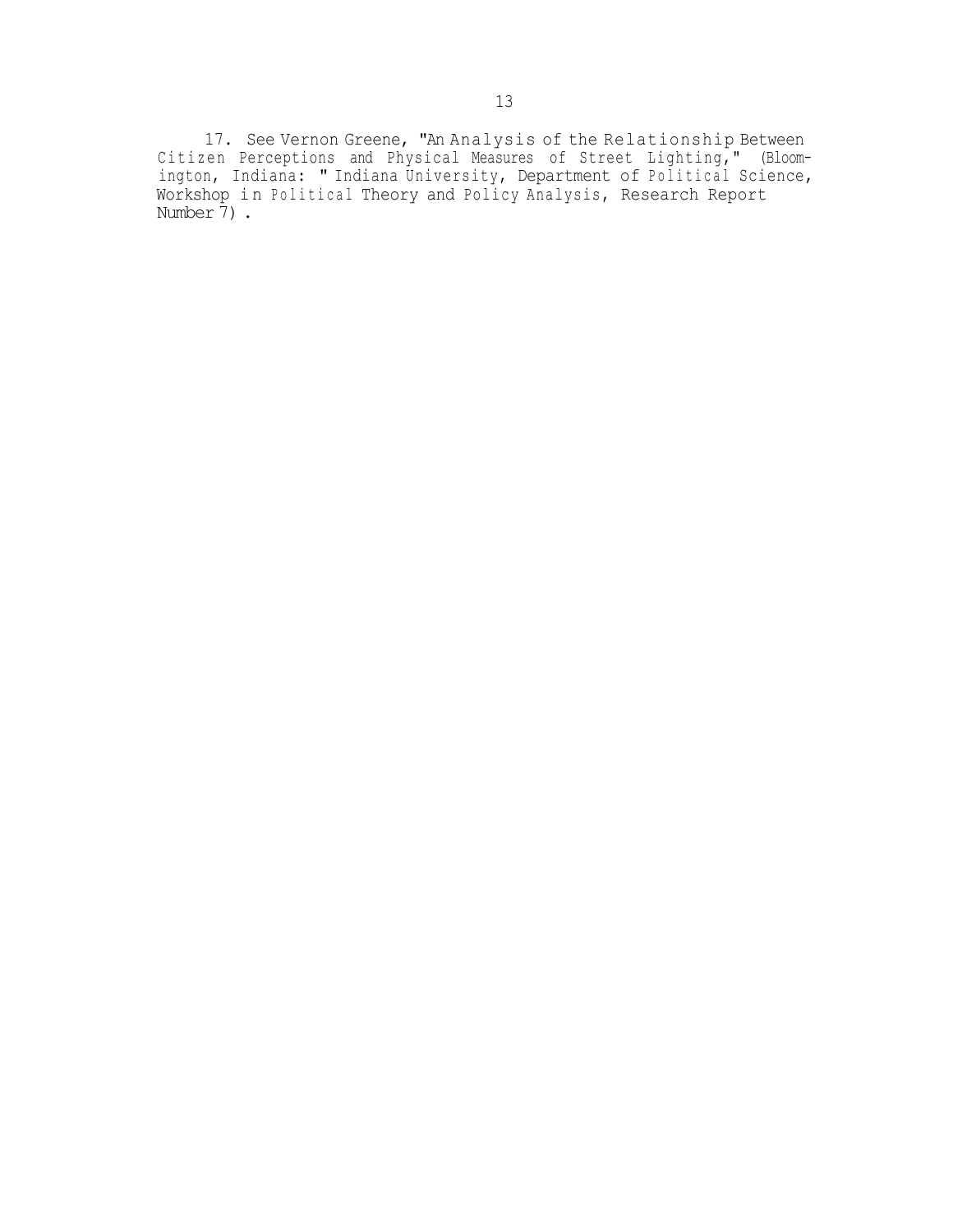17. See Vernon Greene, "An Analysis of the Relationship Between Citizen Perceptions and Physical Measures of Street Lighting," (Bloomington, Indiana: " Indiana University, Department of Political Science, Workshop in Political Theory and Policy Analysis, Research Report Number 7) .